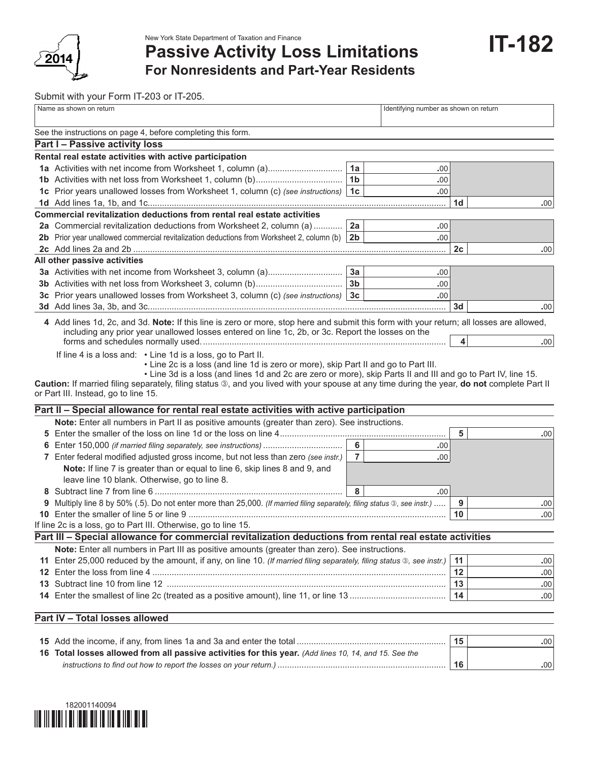New York State Department of Taxation and Finance

# Passive Activity Loss Limitations For Nonresidents and Part-Year Residents

**IT-182**

2014

Submit with your Form IT-203 or IT-205.

| Name as shown on return | Identifying number as shown on return |
|---|---|
| | |

See the instructions on page 4, before completing this form.

## Part I – Passive activity loss

**Rental real estate activities with active participation**

| | | | | |
|---|---|---|---|---|
| **1a** Activities with net income from Worksheet 1, column (a) | 1a | .00 | | |
| **1b** Activities with net loss from Worksheet 1, column (b) | 1b | .00 | | |
| **1c** Prior years unallowed losses from Worksheet 1, column (c) *(see instructions)* | 1c | .00 | | |
| **1d** Add lines 1a, 1b, and 1c | | | 1d | .00 |

**Commercial revitalization deductions from rental real estate activities**

| | | | | |
|---|---|---|---|---|
| **2a** Commercial revitalization deductions from Worksheet 2, column (a) | 2a | .00 | | |
| **2b** Prior year unallowed commercial revitalization deductions from Worksheet 2, column (b) | 2b | .00 | | |
| **2c** Add lines 2a and 2b | | | 2c | .00 |

**All other passive activities**

| | | | | |
|---|---|---|---|---|
| **3a** Activities with net income from Worksheet 3, column (a) | 3a | .00 | | |
| **3b** Activities with net loss from Worksheet 3, column (b) | 3b | .00 | | |
| **3c** Prior years unallowed losses from Worksheet 3, column (c) *(see instructions)* | 3c | .00 | | |
| **3d** Add lines 3a, 3b, and 3c | | | 3d | .00 |

**4** Add lines 1d, 2c, and 3d. **Note:** If this line is zero or more, stop here and submit this form with your return; all losses are allowed, including any prior year unallowed losses entered on line 1c, 2b, or 3c. Report the losses on the forms and schedules normally used. ........ **4** .00

If line 4 is a loss and:
- Line 1d is a loss, go to Part II.
- Line 2c is a loss (and line 1d is zero or more), skip Part II and go to Part III.
- Line 3d is a loss (and lines 1d and 2c are zero or more), skip Parts II and III and go to Part IV, line 15.

**Caution:** If married filing separately, filing status ③, and you lived with your spouse at any time during the year, **do not** complete Part II or Part III. Instead, go to line 15.

## Part II – Special allowance for rental real estate activities with active participation

**Note:** Enter all numbers in Part II as positive amounts (greater than zero). See instructions.

| | | | | |
|---|---|---|---|---|
| **5** Enter the smaller of the loss on line 1d or the loss on line 4 | | | 5 | .00 |
| **6** Enter 150,000 *(if married filing separately, see instructions)* | 6 | .00 | | |
| **7** Enter federal modified adjusted gross income, but not less than zero *(see instr.)* | 7 | .00 | | |
| **Note:** If line 7 is greater than or equal to line 6, skip lines 8 and 9, and leave line 10 blank. Otherwise, go to line 8. | | | | |
| **8** Subtract line 7 from line 6 | 8 | .00 | | |
| **9** Multiply line 8 by 50% (.5). Do not enter more than 25,000. *(If married filing separately, filing status ③, see instr.)* | | | 9 | .00 |
| **10** Enter the smaller of line 5 or line 9 | | | 10 | .00 |

If line 2c is a loss, go to Part III. Otherwise, go to line 15.

## Part III – Special allowance for commercial revitalization deductions from rental real estate activities

**Note:** Enter all numbers in Part III as positive amounts (greater than zero). See instructions.

| | | |
|---|---|---|
| **11** Enter 25,000 reduced by the amount, if any, on line 10. *(If married filing separately, filing status ③, see instr.)* | 11 | .00 |
| **12** Enter the loss from line 4 | 12 | .00 |
| **13** Subtract line 10 from line 12 | 13 | .00 |
| **14** Enter the smallest of line 2c (treated as a positive amount), line 11, or line 13 | 14 | .00 |

## Part IV – Total losses allowed

| | | |
|---|---|---|
| **15** Add the income, if any, from lines 1a and 3a and enter the total | 15 | .00 |
| **16 Total losses allowed from all passive activities for this year.** *(Add lines 10, 14, and 15. See the instructions to find out how to report the losses on your return.)* | 16 | .00 |

182001140094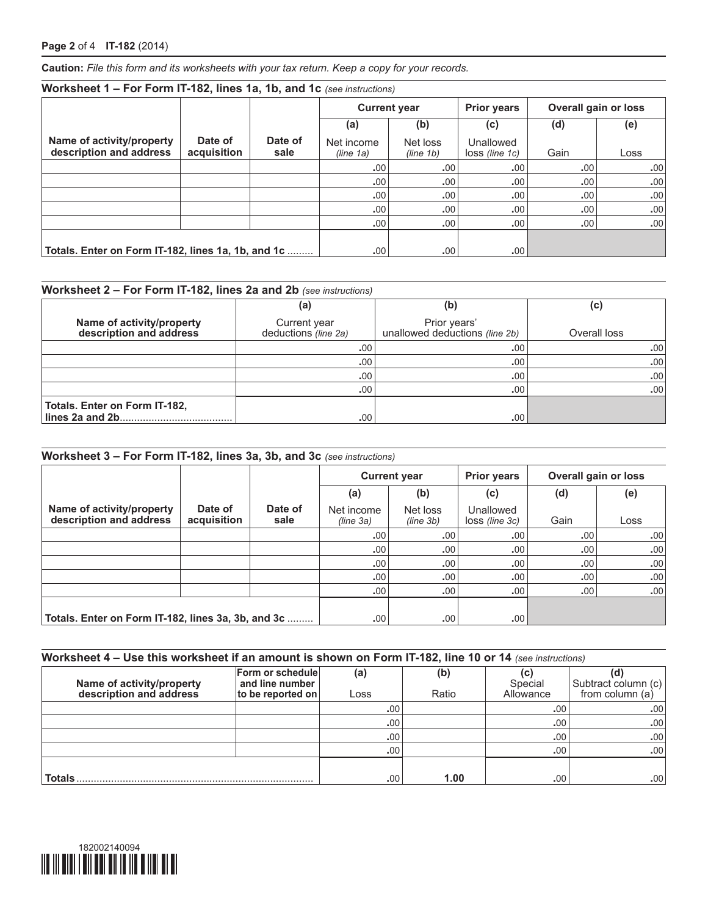**Caution:** *File this form and its worksheets with your tax return. Keep a copy for your records.*

## Worksheet 1 – For Form IT-182, lines 1a, 1b, and 1c *(see instructions)*

| | | | Current year | | Prior years | Overall gain or loss | |
|---|---|---|---|---|---|---|---|
| | | | (a) | (b) | (c) | (d) | (e) |
| Name of activity/property description and address | Date of acquisition | Date of sale | Net income *(line 1a)* | Net loss *(line 1b)* | Unallowed loss *(line 1c)* | Gain | Loss |
| | | | .00 | .00 | .00 | .00 | .00 |
| | | | .00 | .00 | .00 | .00 | .00 |
| | | | .00 | .00 | .00 | .00 | .00 |
| | | | .00 | .00 | .00 | .00 | .00 |
| | | | .00 | .00 | .00 | .00 | .00 |
| **Totals. Enter on Form IT-182, lines 1a, 1b, and 1c** ......... | | | .00 | .00 | .00 | | |

## Worksheet 2 – For Form IT-182, lines 2a and 2b *(see instructions)*

| | (a) | (b) | (c) |
|---|---|---|---|
| Name of activity/property description and address | Current year deductions *(line 2a)* | Prior years' unallowed deductions *(line 2b)* | Overall loss |
| | .00 | .00 | .00 |
| | .00 | .00 | .00 |
| | .00 | .00 | .00 |
| | .00 | .00 | .00 |
| **Totals. Enter on Form IT-182, lines 2a and 2b**....................................... | .00 | .00 | |

## Worksheet 3 – For Form IT-182, lines 3a, 3b, and 3c *(see instructions)*

| | | | Current year | | Prior years | Overall gain or loss | |
|---|---|---|---|---|---|---|---|
| | | | (a) | (b) | (c) | (d) | (e) |
| Name of activity/property description and address | Date of acquisition | Date of sale | Net income *(line 3a)* | Net loss *(line 3b)* | Unallowed loss *(line 3c)* | Gain | Loss |
| | | | .00 | .00 | .00 | .00 | .00 |
| | | | .00 | .00 | .00 | .00 | .00 |
| | | | .00 | .00 | .00 | .00 | .00 |
| | | | .00 | .00 | .00 | .00 | .00 |
| | | | .00 | .00 | .00 | .00 | .00 |
| **Totals. Enter on Form IT-182, lines 3a, 3b, and 3c** ......... | | | .00 | .00 | .00 | | |

## Worksheet 4 – Use this worksheet if an amount is shown on Form IT-182, line 10 or 14 *(see instructions)*

| Name of activity/property description and address | Form or schedule and line number to be reported on | (a) Loss | (b) Ratio | (c) Special Allowance | (d) Subtract column (c) from column (a) |
|---|---|---|---|---|---|
| | | .00 | | .00 | .00 |
| | | .00 | | .00 | .00 |
| | | .00 | | .00 | .00 |
| | | .00 | | .00 | .00 |
| **Totals**.................................................................................. | | .00 | **1.00** | .00 | .00 |

182002140094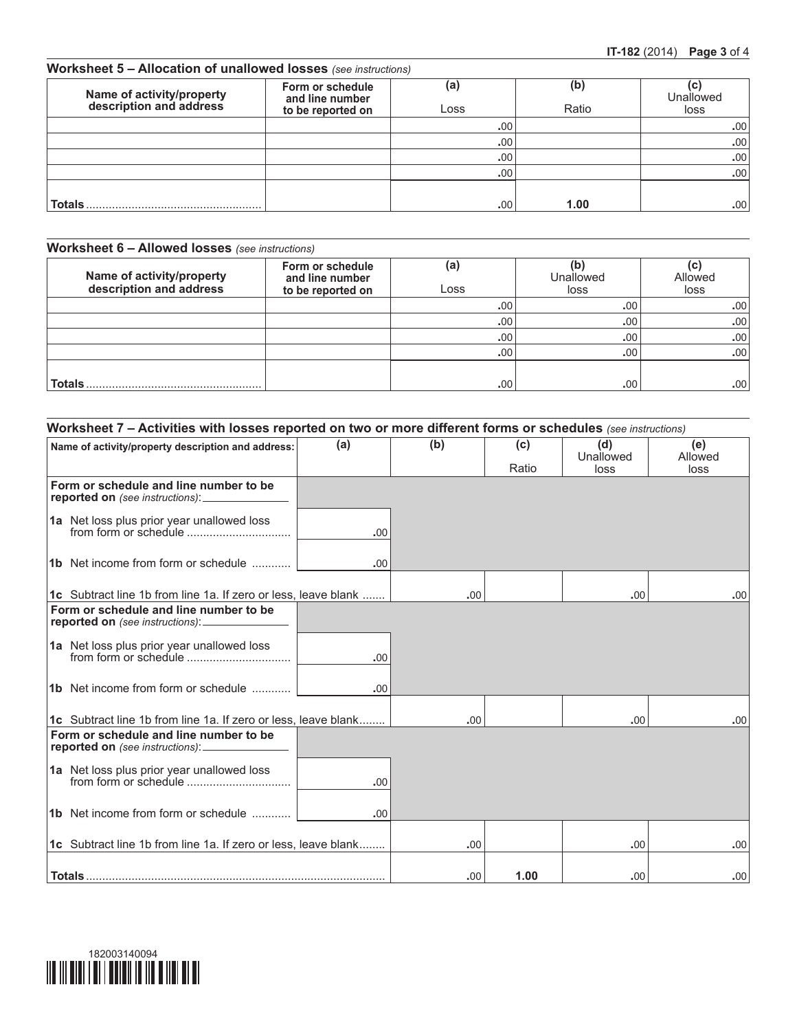### Worksheet 5 – Allocation of unallowed losses *(see instructions)*

| Name of activity/property description and address | Form or schedule and line number to be reported on | (a) Loss | (b) Ratio | (c) Unallowed loss |
|---|---|---|---|---|
| | | .00 | | .00 |
| | | .00 | | .00 |
| | | .00 | | .00 |
| | | .00 | | .00 |
| **Totals** | | .00 | **1.00** | .00 |

### Worksheet 6 – Allowed losses *(see instructions)*

| Name of activity/property description and address | Form or schedule and line number to be reported on | (a) Loss | (b) Unallowed loss | (c) Allowed loss |
|---|---|---|---|---|
| | | .00 | .00 | .00 |
| | | .00 | .00 | .00 |
| | | .00 | .00 | .00 |
| | | .00 | .00 | .00 |
| **Totals** | | .00 | .00 | .00 |

### Worksheet 7 – Activities with losses reported on two or more different forms or schedules *(see instructions)*

| Name of activity/property description and address: | (a) | (b) | (c) Ratio | (d) Unallowed loss | (e) Allowed loss |
|---|---|---|---|---|---|
| **Form or schedule and line number to be reported on** *(see instructions)*: ______________ | | | | | |
| **1a** Net loss plus prior year unallowed loss from form or schedule ................................ | .00 | | | | |
| **1b** Net income from form or schedule ............ | .00 | | | | |
| **1c** Subtract line 1b from line 1a. If zero or less, leave blank ....... | | .00 | | .00 | .00 |
| **Form or schedule and line number to be reported on** *(see instructions)*: ______________ | | | | | |
| **1a** Net loss plus prior year unallowed loss from form or schedule ................................ | .00 | | | | |
| **1b** Net income from form or schedule ............ | .00 | | | | |
| **1c** Subtract line 1b from line 1a. If zero or less, leave blank........ | | .00 | | .00 | .00 |
| **Form or schedule and line number to be reported on** *(see instructions)*: ______________ | | | | | |
| **1a** Net loss plus prior year unallowed loss from form or schedule ................................ | .00 | | | | |
| **1b** Net income from form or schedule ............ | .00 | | | | |
| **1c** Subtract line 1b from line 1a. If zero or less, leave blank........ | | .00 | | .00 | .00 |
| **Totals** | | .00 | **1.00** | .00 | .00 |

182003140094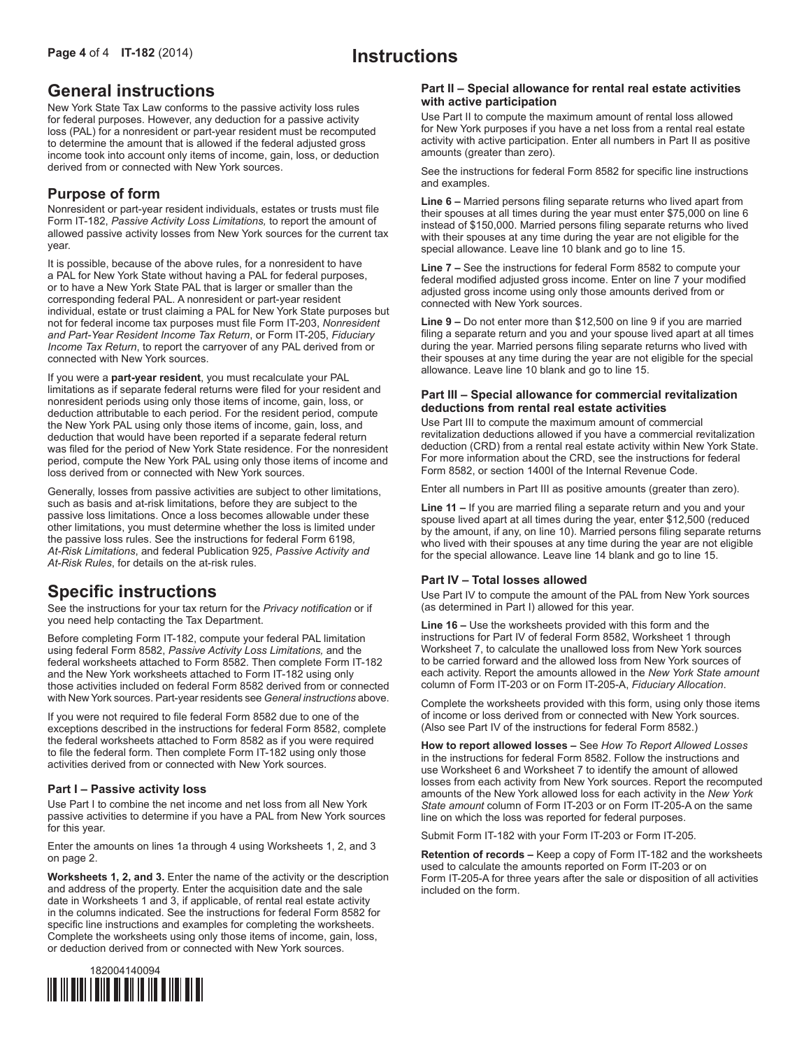# Instructions

## General instructions

New York State Tax Law conforms to the passive activity loss rules for federal purposes. However, any deduction for a passive activity loss (PAL) for a nonresident or part-year resident must be recomputed to determine the amount that is allowed if the federal adjusted gross income took into account only items of income, gain, loss, or deduction derived from or connected with New York sources.

### Purpose of form

Nonresident or part-year resident individuals, estates or trusts must file Form IT-182, *Passive Activity Loss Limitations,* to report the amount of allowed passive activity losses from New York sources for the current tax year.

It is possible, because of the above rules, for a nonresident to have a PAL for New York State without having a PAL for federal purposes, or to have a New York State PAL that is larger or smaller than the corresponding federal PAL. A nonresident or part-year resident individual, estate or trust claiming a PAL for New York State purposes but not for federal income tax purposes must file Form IT-203, *Nonresident and Part-Year Resident Income Tax Return*, or Form IT-205, *Fiduciary Income Tax Return*, to report the carryover of any PAL derived from or connected with New York sources.

If you were a **part-year resident**, you must recalculate your PAL limitations as if separate federal returns were filed for your resident and nonresident periods using only those items of income, gain, loss, or deduction attributable to each period. For the resident period, compute the New York PAL using only those items of income, gain, loss, and deduction that would have been reported if a separate federal return was filed for the period of New York State residence. For the nonresident period, compute the New York PAL using only those items of income and loss derived from or connected with New York sources.

Generally, losses from passive activities are subject to other limitations, such as basis and at-risk limitations, before they are subject to the passive loss limitations. Once a loss becomes allowable under these other limitations, you must determine whether the loss is limited under the passive loss rules. See the instructions for federal Form 6198, *At-Risk Limitations*, and federal Publication 925, *Passive Activity and At-Risk Rules*, for details on the at-risk rules.

## Specific instructions

See the instructions for your tax return for the *Privacy notification* or if you need help contacting the Tax Department.

Before completing Form IT-182, compute your federal PAL limitation using federal Form 8582, *Passive Activity Loss Limitations,* and the federal worksheets attached to Form 8582. Then complete Form IT-182 and the New York worksheets attached to Form IT-182 using only those activities included on federal Form 8582 derived from or connected with New York sources. Part-year residents see *General instructions* above.

If you were not required to file federal Form 8582 due to one of the exceptions described in the instructions for federal Form 8582, complete the federal worksheets attached to Form 8582 as if you were required to file the federal form. Then complete Form IT-182 using only those activities derived from or connected with New York sources.

### Part I – Passive activity loss

Use Part I to combine the net income and net loss from all New York passive activities to determine if you have a PAL from New York sources for this year.

Enter the amounts on lines 1a through 4 using Worksheets 1, 2, and 3 on page 2.

**Worksheets 1, 2, and 3.** Enter the name of the activity or the description and address of the property. Enter the acquisition date and the sale date in Worksheets 1 and 3, if applicable, of rental real estate activity in the columns indicated. See the instructions for federal Form 8582 for specific line instructions and examples for completing the worksheets. Complete the worksheets using only those items of income, gain, loss, or deduction derived from or connected with New York sources.

### Part II – Special allowance for rental real estate activities with active participation

Use Part II to compute the maximum amount of rental loss allowed for New York purposes if you have a net loss from a rental real estate activity with active participation. Enter all numbers in Part II as positive amounts (greater than zero).

See the instructions for federal Form 8582 for specific line instructions and examples.

**Line 6 –** Married persons filing separate returns who lived apart from their spouses at all times during the year must enter $75,000 on line 6 instead of $150,000. Married persons filing separate returns who lived with their spouses at any time during the year are not eligible for the special allowance. Leave line 10 blank and go to line 15.

**Line 7 –** See the instructions for federal Form 8582 to compute your federal modified adjusted gross income. Enter on line 7 your modified adjusted gross income using only those amounts derived from or connected with New York sources.

**Line 9 –** Do not enter more than $12,500 on line 9 if you are married filing a separate return and you and your spouse lived apart at all times during the year. Married persons filing separate returns who lived with their spouses at any time during the year are not eligible for the special allowance. Leave line 10 blank and go to line 15.

### Part III – Special allowance for commercial revitalization deductions from rental real estate activities

Use Part III to compute the maximum amount of commercial revitalization deductions allowed if you have a commercial revitalization deduction (CRD) from a rental real estate activity within New York State. For more information about the CRD, see the instructions for federal Form 8582, or section 1400I of the Internal Revenue Code.

Enter all numbers in Part III as positive amounts (greater than zero).

**Line 11 –** If you are married filing a separate return and you and your spouse lived apart at all times during the year, enter $12,500 (reduced by the amount, if any, on line 10). Married persons filing separate returns who lived with their spouses at any time during the year are not eligible for the special allowance. Leave line 14 blank and go to line 15.

### Part IV – Total losses allowed

Use Part IV to compute the amount of the PAL from New York sources (as determined in Part I) allowed for this year.

**Line 16 –** Use the worksheets provided with this form and the instructions for Part IV of federal Form 8582, Worksheet 1 through Worksheet 7, to calculate the unallowed loss from New York sources to be carried forward and the allowed loss from New York sources of each activity. Report the amounts allowed in the *New York State amount* column of Form IT-203 or on Form IT-205-A, *Fiduciary Allocation*.

Complete the worksheets provided with this form, using only those items of income or loss derived from or connected with New York sources. (Also see Part IV of the instructions for federal Form 8582.)

**How to report allowed losses –** See *How To Report Allowed Losses* in the instructions for federal Form 8582. Follow the instructions and use Worksheet 6 and Worksheet 7 to identify the amount of allowed losses from each activity from New York sources. Report the recomputed amounts of the New York allowed loss for each activity in the *New York State amount* column of Form IT-203 or on Form IT-205-A on the same line on which the loss was reported for federal purposes.

Submit Form IT-182 with your Form IT-203 or Form IT-205.

**Retention of records –** Keep a copy of Form IT-182 and the worksheets used to calculate the amounts reported on Form IT-203 or on Form IT-205-A for three years after the sale or disposition of all activities included on the form.

182004140094